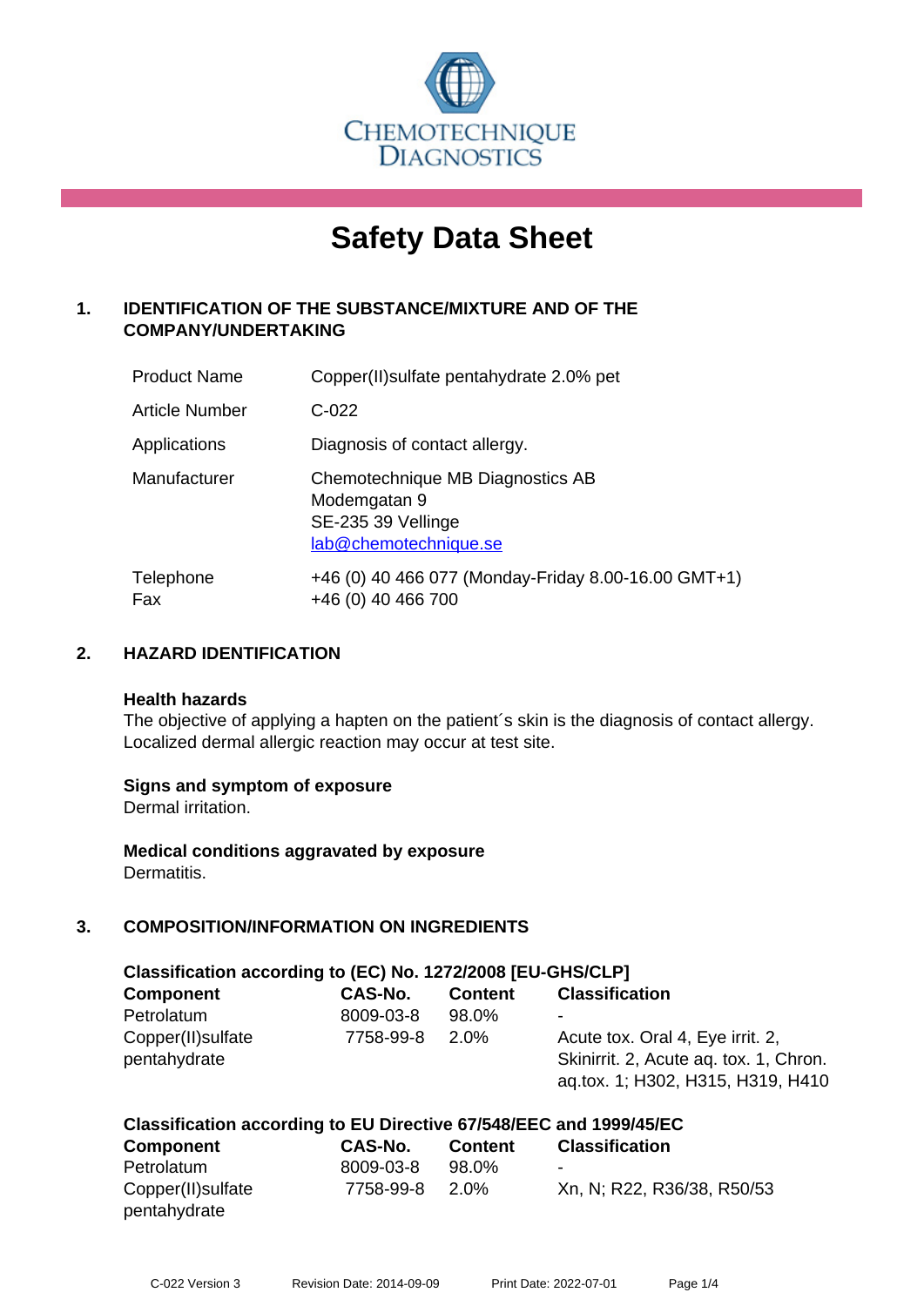CHEMOTECHNIQUE DIAGNOSTICS

# Safety Data Sheet

## 1. IDENTIFICATION OF THE SUBSTANCE/MIXTURE AND OF THE COMPANY/UNDERTAKING

| | |
|---|---|
| Product Name | Copper(II)sulfate pentahydrate 2.0% pet |
| Article Number | C-022 |
| Applications | Diagnosis of contact allergy. |
| Manufacturer | Chemotechnique MB Diagnostics AB<br>Modemgatan 9<br>SE-235 39 Vellinge<br>lab@chemotechnique.se |
| Telephone<br>Fax | +46 (0) 40 466 077 (Monday-Friday 8.00-16.00 GMT+1)<br>+46 (0) 40 466 700 |

## 2. HAZARD IDENTIFICATION

**Health hazards**

The objective of applying a hapten on the patient´s skin is the diagnosis of contact allergy. Localized dermal allergic reaction may occur at test site.

**Signs and symptom of exposure**

Dermal irritation.

**Medical conditions aggravated by exposure**

Dermatitis.

## 3. COMPOSITION/INFORMATION ON INGREDIENTS

**Classification according to (EC) No. 1272/2008 [EU-GHS/CLP]**

| Component | CAS-No. | Content | Classification |
|---|---|---|---|
| Petrolatum | 8009-03-8 | 98.0% | - |
| Copper(II)sulfate pentahydrate | 7758-99-8 | 2.0% | Acute tox. Oral 4, Eye irrit. 2, Skinirrit. 2, Acute aq. tox. 1, Chron. aq.tox. 1; H302, H315, H319, H410 |

**Classification according to EU Directive 67/548/EEC and 1999/45/EC**

| Component | CAS-No. | Content | Classification |
|---|---|---|---|
| Petrolatum | 8009-03-8 | 98.0% | - |
| Copper(II)sulfate pentahydrate | 7758-99-8 | 2.0% | Xn, N; R22, R36/38, R50/53 |

C-022 Version 3 Revision Date: 2014-09-09 Print Date: 2022-07-01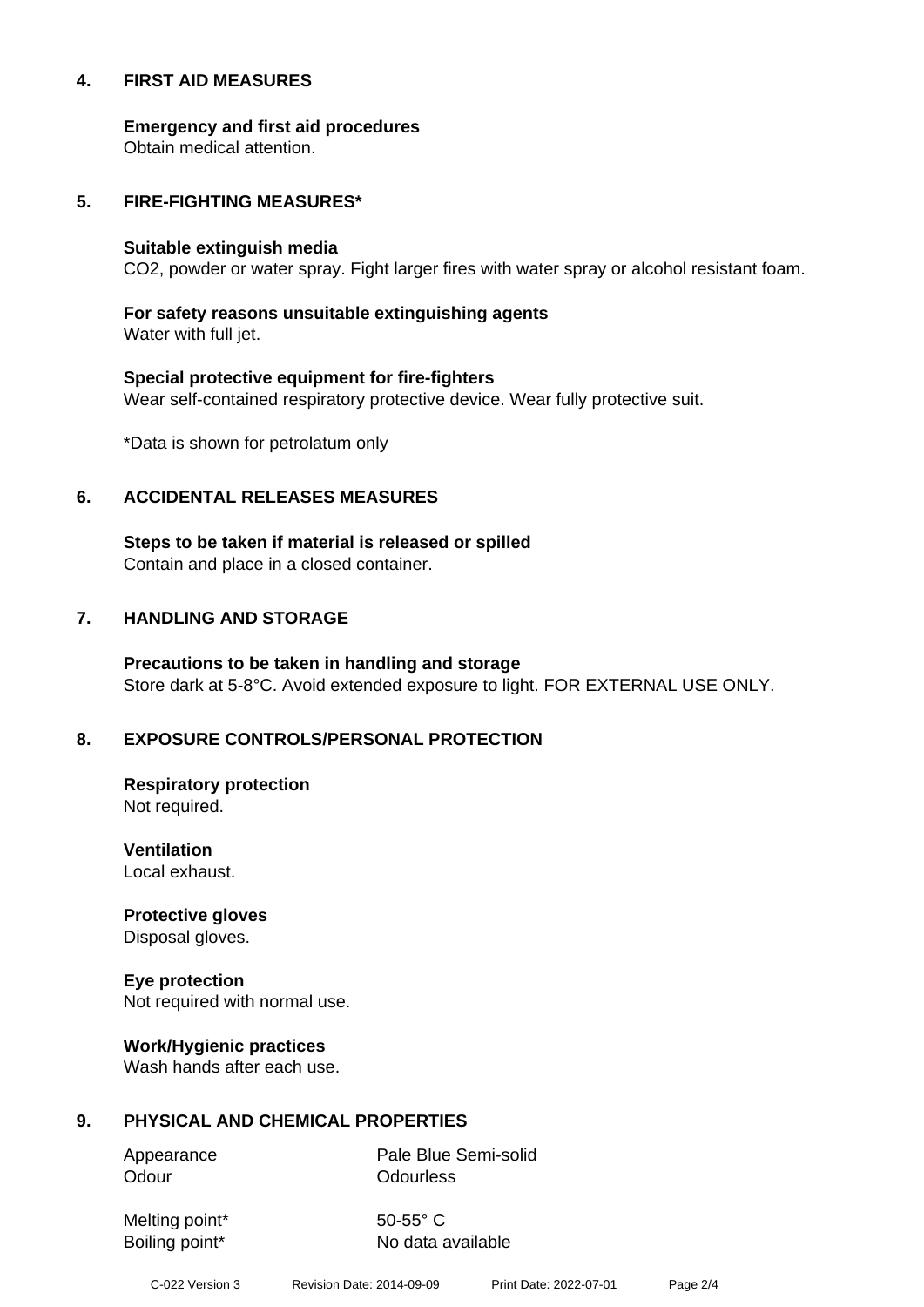## 4. FIRST AID MEASURES

**Emergency and first aid procedures**
Obtain medical attention.

## 5. FIRE-FIGHTING MEASURES*

**Suitable extinguish media**
$CO_2$, powder or water spray. Fight larger fires with water spray or alcohol resistant foam.

**For safety reasons unsuitable extinguishing agents**
Water with full jet.

**Special protective equipment for fire-fighters**
Wear self-contained respiratory protective device. Wear fully protective suit.

*Data is shown for petrolatum only

## 6. ACCIDENTAL RELEASES MEASURES

**Steps to be taken if material is released or spilled**
Contain and place in a closed container.

## 7. HANDLING AND STORAGE

**Precautions to be taken in handling and storage**
Store dark at 5-8°C. Avoid extended exposure to light. FOR EXTERNAL USE ONLY.

## 8. EXPOSURE CONTROLS/PERSONAL PROTECTION

**Respiratory protection**
Not required.

**Ventilation**
Local exhaust.

**Protective gloves**
Disposal gloves.

**Eye protection**
Not required with normal use.

**Work/Hygienic practices**
Wash hands after each use.

## 9. PHYSICAL AND CHEMICAL PROPERTIES

| | |
|---|---|
| Appearance | Pale Blue Semi-solid |
| Odour | Odourless |
| Melting point* | 50-55° C |
| Boiling point* | No data available |

C-022 Version 3 Revision Date: 2014-09-09 Print Date: 2022-07-01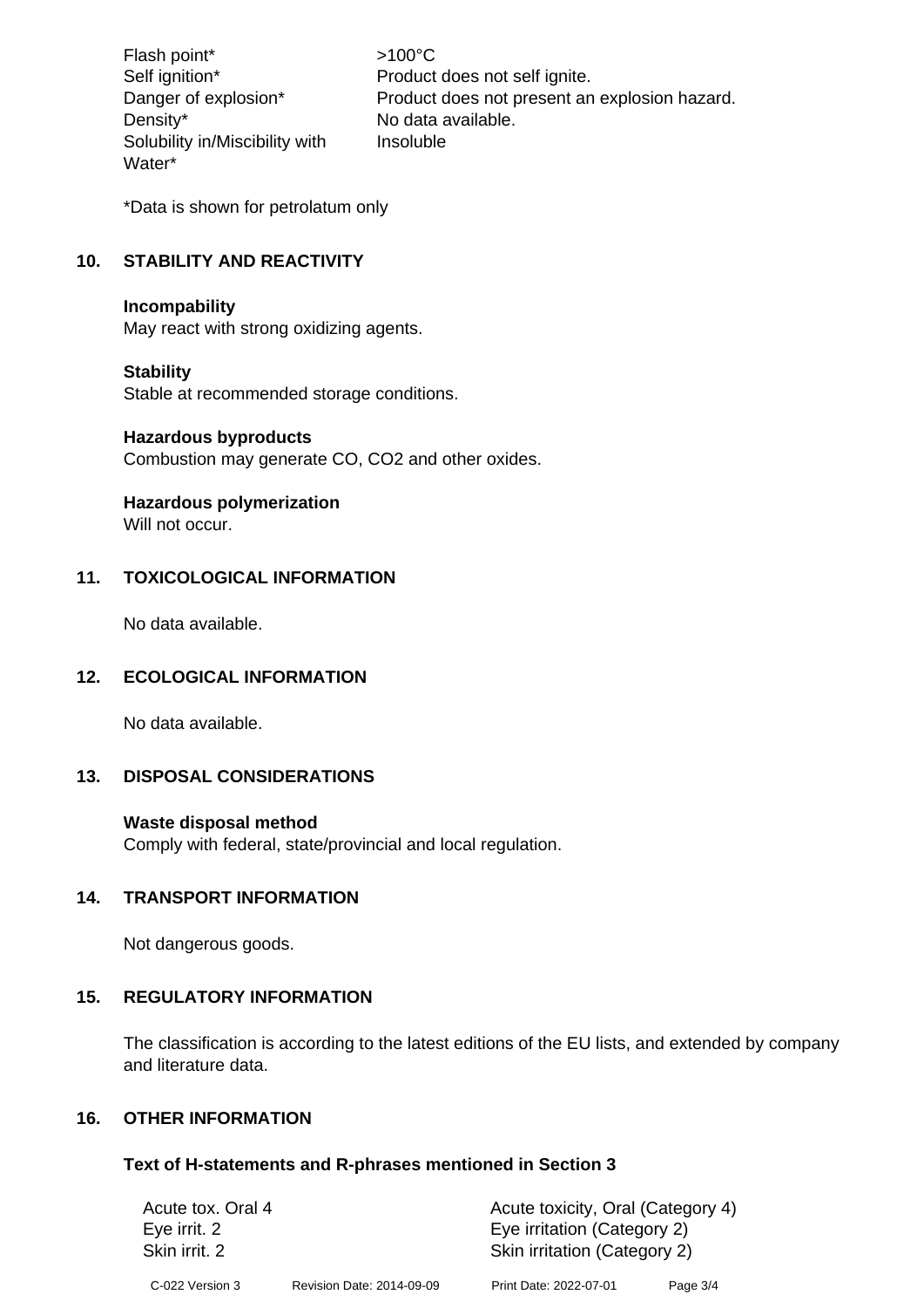| | |
|---|---|
| Flash point* | >100°C |
| Self ignition* | Product does not self ignite. |
| Danger of explosion* | Product does not present an explosion hazard. |
| Density* | No data available. |
| Solubility in/Miscibility with Water* | Insoluble |

*Data is shown for petrolatum only

## 10. STABILITY AND REACTIVITY

**Incompability**
May react with strong oxidizing agents.

**Stability**
Stable at recommended storage conditions.

**Hazardous byproducts**
Combustion may generate CO, $CO_2$ and other oxides.

**Hazardous polymerization**
Will not occur.

## 11. TOXICOLOGICAL INFORMATION

No data available.

## 12. ECOLOGICAL INFORMATION

No data available.

## 13. DISPOSAL CONSIDERATIONS

**Waste disposal method**
Comply with federal, state/provincial and local regulation.

## 14. TRANSPORT INFORMATION

Not dangerous goods.

## 15. REGULATORY INFORMATION

The classification is according to the latest editions of the EU lists, and extended by company and literature data.

## 16. OTHER INFORMATION

**Text of H-statements and R-phrases mentioned in Section 3**

| | |
|---|---|
| Acute tox. Oral 4 | Acute toxicity, Oral (Category 4) |
| Eye irrit. 2 | Eye irritation (Category 2) |
| Skin irrit. 2 | Skin irritation (Category 2) |

C-022 Version 3 Revision Date: 2014-09-09 Print Date: 2022-07-01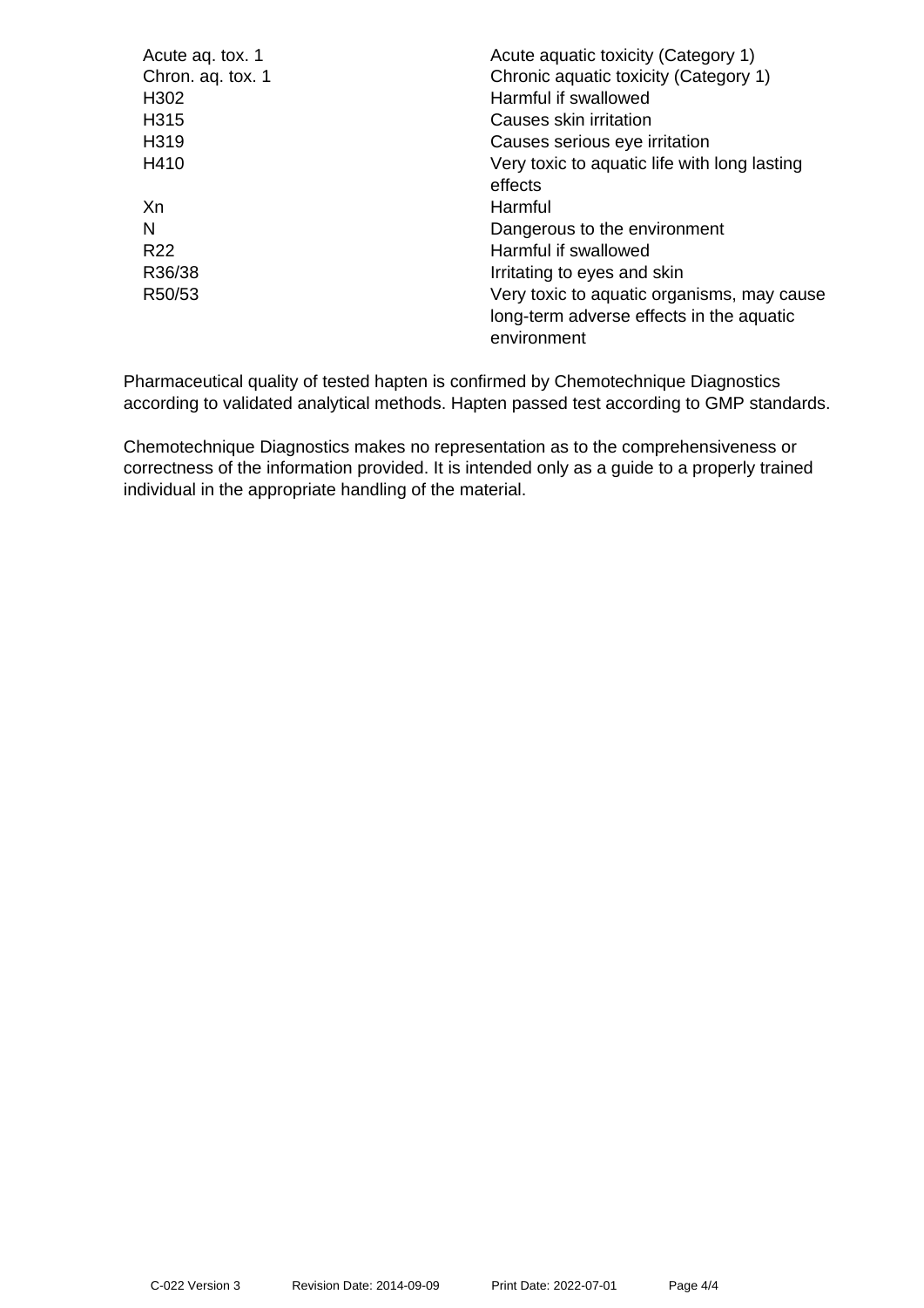| | |
|---|---|
| Acute aq. tox. 1 | Acute aquatic toxicity (Category 1) |
| Chron. aq. tox. 1 | Chronic aquatic toxicity (Category 1) |
| H302 | Harmful if swallowed |
| H315 | Causes skin irritation |
| H319 | Causes serious eye irritation |
| H410 | Very toxic to aquatic life with long lasting effects |
| Xn | Harmful |
| N | Dangerous to the environment |
| R22 | Harmful if swallowed |
| R36/38 | Irritating to eyes and skin |
| R50/53 | Very toxic to aquatic organisms, may cause long-term adverse effects in the aquatic environment |

Pharmaceutical quality of tested hapten is confirmed by Chemotechnique Diagnostics according to validated analytical methods. Hapten passed test according to GMP standards.

Chemotechnique Diagnostics makes no representation as to the comprehensiveness or correctness of the information provided. It is intended only as a guide to a properly trained individual in the appropriate handling of the material.